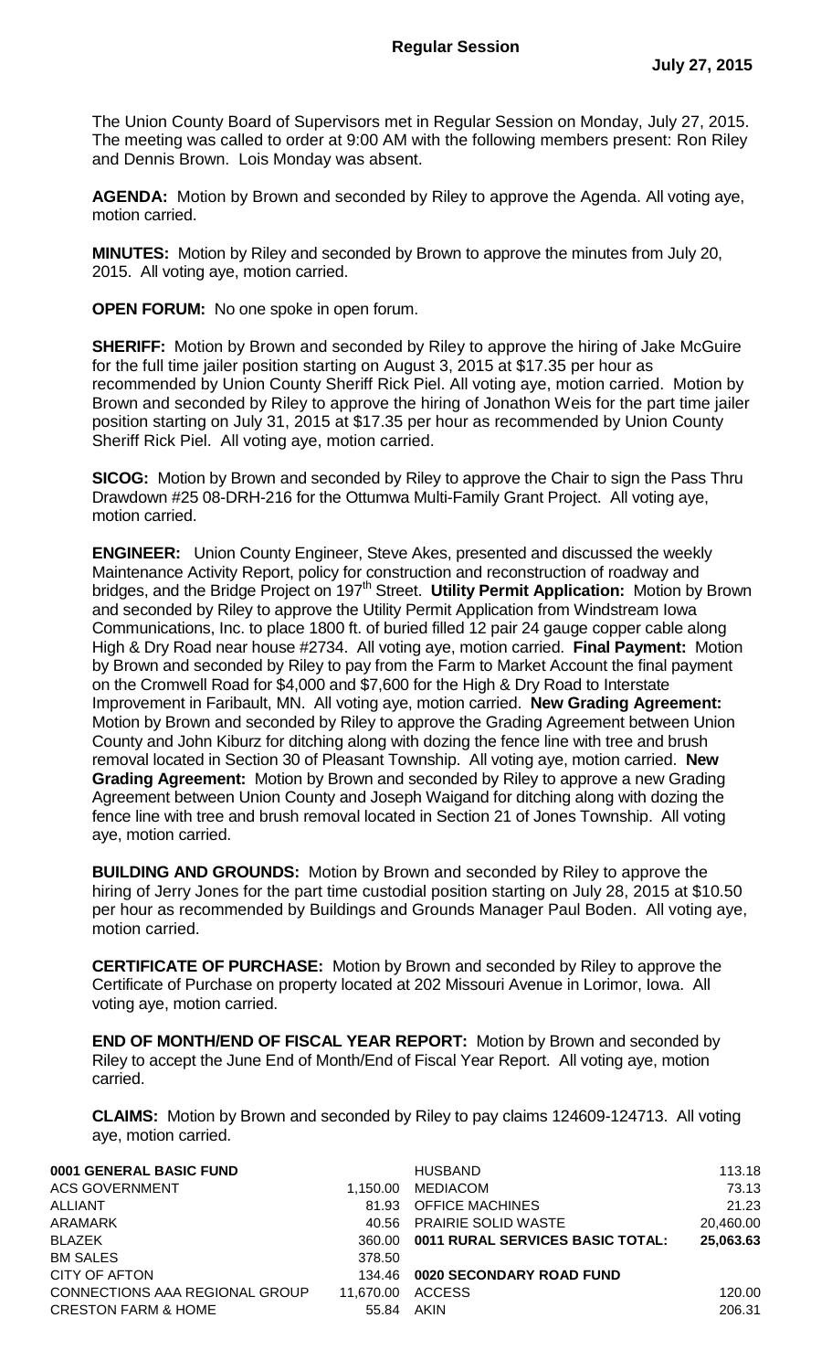**Regular Session**

**July 27, 2015**

The Union County Board of Supervisors met in Regular Session on Monday, July 27, 2015. The meeting was called to order at 9:00 AM with the following members present: Ron Riley and Dennis Brown. Lois Monday was absent.

**AGENDA:** Motion by Brown and seconded by Riley to approve the Agenda. All voting aye, motion carried.

**MINUTES:** Motion by Riley and seconded by Brown to approve the minutes from July 20, 2015. All voting aye, motion carried.

**OPEN FORUM:** No one spoke in open forum.

**SHERIFF:** Motion by Brown and seconded by Riley to approve the hiring of Jake McGuire for the full time jailer position starting on August 3, 2015 at $17.35 per hour as recommended by Union County Sheriff Rick Piel. All voting aye, motion carried. Motion by Brown and seconded by Riley to approve the hiring of Jonathon Weis for the part time jailer position starting on July 31, 2015 at $17.35 per hour as recommended by Union County Sheriff Rick Piel. All voting aye, motion carried.

**SICOG:** Motion by Brown and seconded by Riley to approve the Chair to sign the Pass Thru Drawdown #25 08-DRH-216 for the Ottumwa Multi-Family Grant Project. All voting aye, motion carried.

**ENGINEER:** Union County Engineer, Steve Akes, presented and discussed the weekly Maintenance Activity Report, policy for construction and reconstruction of roadway and bridges, and the Bridge Project on 197th Street. **Utility Permit Application:** Motion by Brown and seconded by Riley to approve the Utility Permit Application from Windstream Iowa Communications, Inc. to place 1800 ft. of buried filled 12 pair 24 gauge copper cable along High & Dry Road near house #2734. All voting aye, motion carried. **Final Payment:** Motion by Brown and seconded by Riley to pay from the Farm to Market Account the final payment on the Cromwell Road for $4,000 and $7,600 for the High & Dry Road to Interstate Improvement in Faribault, MN. All voting aye, motion carried. **New Grading Agreement:** Motion by Brown and seconded by Riley to approve the Grading Agreement between Union County and John Kiburz for ditching along with dozing the fence line with tree and brush removal located in Section 30 of Pleasant Township. All voting aye, motion carried. **New Grading Agreement:** Motion by Brown and seconded by Riley to approve a new Grading Agreement between Union County and Joseph Waigand for ditching along with dozing the fence line with tree and brush removal located in Section 21 of Jones Township. All voting aye, motion carried.

**BUILDING AND GROUNDS:** Motion by Brown and seconded by Riley to approve the hiring of Jerry Jones for the part time custodial position starting on July 28, 2015 at $10.50 per hour as recommended by Buildings and Grounds Manager Paul Boden. All voting aye, motion carried.

**CERTIFICATE OF PURCHASE:** Motion by Brown and seconded by Riley to approve the Certificate of Purchase on property located at 202 Missouri Avenue in Lorimor, Iowa. All voting aye, motion carried.

**END OF MONTH/END OF FISCAL YEAR REPORT:** Motion by Brown and seconded by Riley to accept the June End of Month/End of Fiscal Year Report. All voting aye, motion carried.

**CLAIMS:** Motion by Brown and seconded by Riley to pay claims 124609-124713. All voting aye, motion carried.

| | |
|---|---|
| **0001 GENERAL BASIC FUND** | |
| ACS GOVERNMENT | 1,150.00 |
| ALLIANT | 81.93 |
| ARAMARK | 40.56 |
| BLAZEK | 360.00 |
| BM SALES | 378.50 |
| CITY OF AFTON | 134.46 |
| CONNECTIONS AAA REGIONAL GROUP | 11,670.00 |
| CRESTON FARM & HOME | 55.84 |
| HUSBAND | 113.18 |
| MEDIACOM | 73.13 |
| OFFICE MACHINES | 21.23 |
| PRAIRIE SOLID WASTE | 20,460.00 |
| **0011 RURAL SERVICES BASIC TOTAL:** | **25,063.63** |
| **0020 SECONDARY ROAD FUND** | |
| ACCESS | 120.00 |
| AKIN | 206.31 |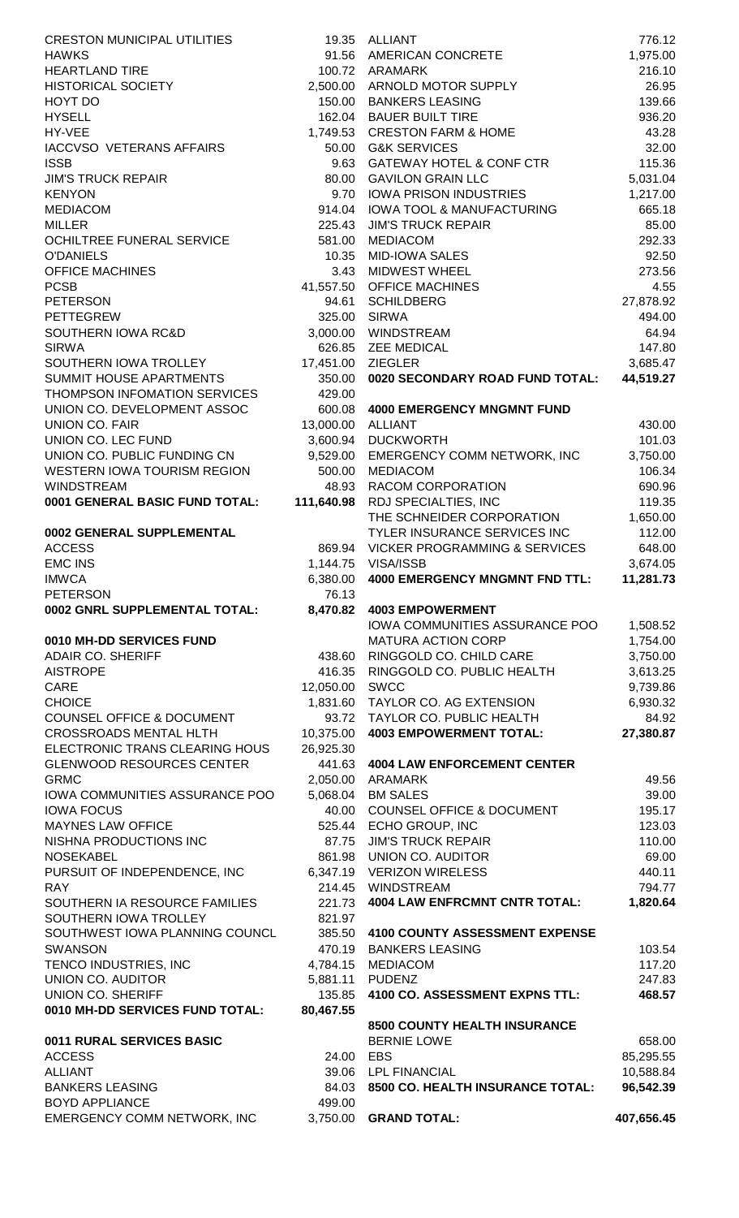| Vendor | Amount |
|---|---|
| CRESTON MUNICIPAL UTILITIES | 19.35 |
| HAWKS | 91.56 |
| HEARTLAND TIRE | 100.72 |
| HISTORICAL SOCIETY | 2,500.00 |
| HOYT DO | 150.00 |
| HYSELL | 162.04 |
| HY-VEE | 1,749.53 |
| IACCVSO VETERANS AFFAIRS | 50.00 |
| ISSB | 9.63 |
| JIM'S TRUCK REPAIR | 80.00 |
| KENYON | 9.70 |
| MEDIACOM | 914.04 |
| MILLER | 225.43 |
| OCHILTREE FUNERAL SERVICE | 581.00 |
| O'DANIELS | 10.35 |
| OFFICE MACHINES | 3.43 |
| PCSB | 41,557.50 |
| PETERSON | 94.61 |
| PETTEGREW | 325.00 |
| SOUTHERN IOWA RC&D | 3,000.00 |
| SIRWA | 626.85 |
| SOUTHERN IOWA TROLLEY | 17,451.00 |
| SUMMIT HOUSE APARTMENTS | 350.00 |
| THOMPSON INFOMATION SERVICES | 429.00 |
| UNION CO. DEVELOPMENT ASSOC | 600.08 |
| UNION CO. FAIR | 13,000.00 |
| UNION CO. LEC FUND | 3,600.94 |
| UNION CO. PUBLIC FUNDING CN | 9,529.00 |
| WESTERN IOWA TOURISM REGION | 500.00 |
| WINDSTREAM | 48.93 |
| **0001 GENERAL BASIC FUND TOTAL:** | **111,640.98** |

**0002 GENERAL SUPPLEMENTAL**

| Vendor | Amount |
|---|---|
| ACCESS | 869.94 |
| EMC INS | 1,144.75 |
| IMWCA | 6,380.00 |
| PETERSON | 76.13 |
| **0002 GNRL SUPPLEMENTAL TOTAL:** | **8,470.82** |

**0010 MH-DD SERVICES FUND**

| Vendor | Amount |
|---|---|
| ADAIR CO. SHERIFF | 438.60 |
| AISTROPE | 416.35 |
| CARE | 12,050.00 |
| CHOICE | 1,831.60 |
| COUNSEL OFFICE & DOCUMENT | 93.72 |
| CROSSROADS MENTAL HLTH | 10,375.00 |
| ELECTRONIC TRANS CLEARING HOUS | 26,925.30 |
| GLENWOOD RESOURCES CENTER | 441.63 |
| GRMC | 2,050.00 |
| IOWA COMMUNITIES ASSURANCE POO | 5,068.04 |
| IOWA FOCUS | 40.00 |
| MAYNES LAW OFFICE | 525.44 |
| NISHNA PRODUCTIONS INC | 87.75 |
| NOSEKABEL | 861.98 |
| PURSUIT OF INDEPENDENCE, INC | 6,347.19 |
| RAY | 214.45 |
| SOUTHERN IA RESOURCE FAMILIES | 221.73 |
| SOUTHERN IOWA TROLLEY | 821.97 |
| SOUTHWEST IOWA PLANNING COUNCL | 385.50 |
| SWANSON | 470.19 |
| TENCO INDUSTRIES, INC | 4,784.15 |
| UNION CO. AUDITOR | 5,881.11 |
| UNION CO. SHERIFF | 135.85 |
| **0010 MH-DD SERVICES FUND TOTAL:** | **80,467.55** |

**0011 RURAL SERVICES BASIC**

| Vendor | Amount |
|---|---|
| ACCESS | 24.00 |
| ALLIANT | 39.06 |
| BANKERS LEASING | 84.03 |
| BOYD APPLIANCE | 499.00 |
| EMERGENCY COMM NETWORK, INC | 3,750.00 |

| Vendor | Amount |
|---|---|
| ALLIANT | 776.12 |
| AMERICAN CONCRETE | 1,975.00 |
| ARAMARK | 216.10 |
| ARNOLD MOTOR SUPPLY | 26.95 |
| BANKERS LEASING | 139.66 |
| BAUER BUILT TIRE | 936.20 |
| CRESTON FARM & HOME | 43.28 |
| G&K SERVICES | 32.00 |
| GATEWAY HOTEL & CONF CTR | 115.36 |
| GAVILON GRAIN LLC | 5,031.04 |
| IOWA PRISON INDUSTRIES | 1,217.00 |
| IOWA TOOL & MANUFACTURING | 665.18 |
| JIM'S TRUCK REPAIR | 85.00 |
| MEDIACOM | 292.33 |
| MID-IOWA SALES | 92.50 |
| MIDWEST WHEEL | 273.56 |
| OFFICE MACHINES | 4.55 |
| SCHILDBERG | 27,878.92 |
| SIRWA | 494.00 |
| WINDSTREAM | 64.94 |
| ZEE MEDICAL | 147.80 |
| ZIEGLER | 3,685.47 |
| **0020 SECONDARY ROAD FUND TOTAL:** | **44,519.27** |

**4000 EMERGENCY MNGMNT FUND**

| Vendor | Amount |
|---|---|
| ALLIANT | 430.00 |
| DUCKWORTH | 101.03 |
| EMERGENCY COMM NETWORK, INC | 3,750.00 |
| MEDIACOM | 106.34 |
| RACOM CORPORATION | 690.96 |
| RDJ SPECIALTIES, INC | 119.35 |
| THE SCHNEIDER CORPORATION | 1,650.00 |
| TYLER INSURANCE SERVICES INC | 112.00 |
| VICKER PROGRAMMING & SERVICES | 648.00 |
| VISA/ISSB | 3,674.05 |
| **4000 EMERGENCY MNGMNT FND TTL:** | **11,281.73** |

**4003 EMPOWERMENT**

| Vendor | Amount |
|---|---|
| IOWA COMMUNITIES ASSURANCE POO | 1,508.52 |
| MATURA ACTION CORP | 1,754.00 |
| RINGGOLD CO. CHILD CARE | 3,750.00 |
| RINGGOLD CO. PUBLIC HEALTH | 3,613.25 |
| SWCC | 9,739.86 |
| TAYLOR CO. AG EXTENSION | 6,930.32 |
| TAYLOR CO. PUBLIC HEALTH | 84.92 |
| **4003 EMPOWERMENT TOTAL:** | **27,380.87** |

**4004 LAW ENFORCEMENT CENTER**

| Vendor | Amount |
|---|---|
| ARAMARK | 49.56 |
| BM SALES | 39.00 |
| COUNSEL OFFICE & DOCUMENT | 195.17 |
| ECHO GROUP, INC | 123.03 |
| JIM'S TRUCK REPAIR | 110.00 |
| UNION CO. AUDITOR | 69.00 |
| VERIZON WIRELESS | 440.11 |
| WINDSTREAM | 794.77 |
| **4004 LAW ENFRCMNT CNTR TOTAL:** | **1,820.64** |

**4100 COUNTY ASSESSMENT EXPENSE**

| Vendor | Amount |
|---|---|
| BANKERS LEASING | 103.54 |
| MEDIACOM | 117.20 |
| PUDENZ | 247.83 |
| **4100 CO. ASSESSMENT EXPNS TTL:** | **468.57** |

**8500 COUNTY HEALTH INSURANCE**

| Vendor | Amount |
|---|---|
| BERNIE LOWE | 658.00 |
| EBS | 85,295.55 |
| LPL FINANCIAL | 10,588.84 |
| **8500 CO. HEALTH INSURANCE TOTAL:** | **96,542.39** |

| | |
|---|---|
| **GRAND TOTAL:** | **407,656.45** |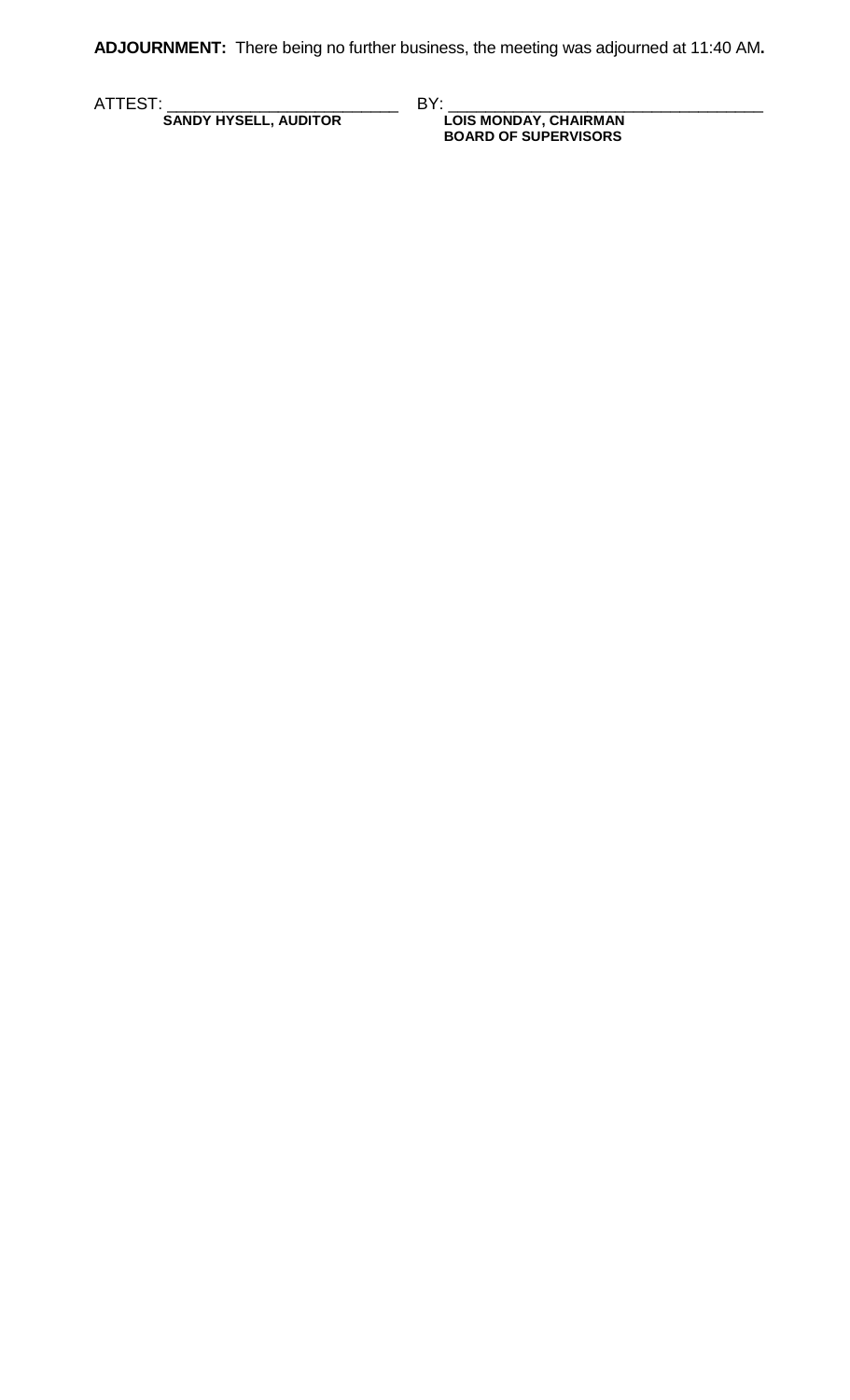**ADJOURNMENT:** There being no further business, the meeting was adjourned at 11:40 AM**.**

ATTEST: \_\_\_\_\_\_\_\_\_\_\_\_\_\_\_\_\_\_\_\_\_\_\_\_\_\_ BY: \_\_\_\_\_\_\_\_\_\_\_\_\_\_\_\_\_\_\_\_\_\_\_\_\_\_\_\_\_\_\_\_\_\_\_\_

**SANDY HYSELL, AUDITOR**

**LOIS MONDAY, CHAIRMAN**
**BOARD OF SUPERVISORS**